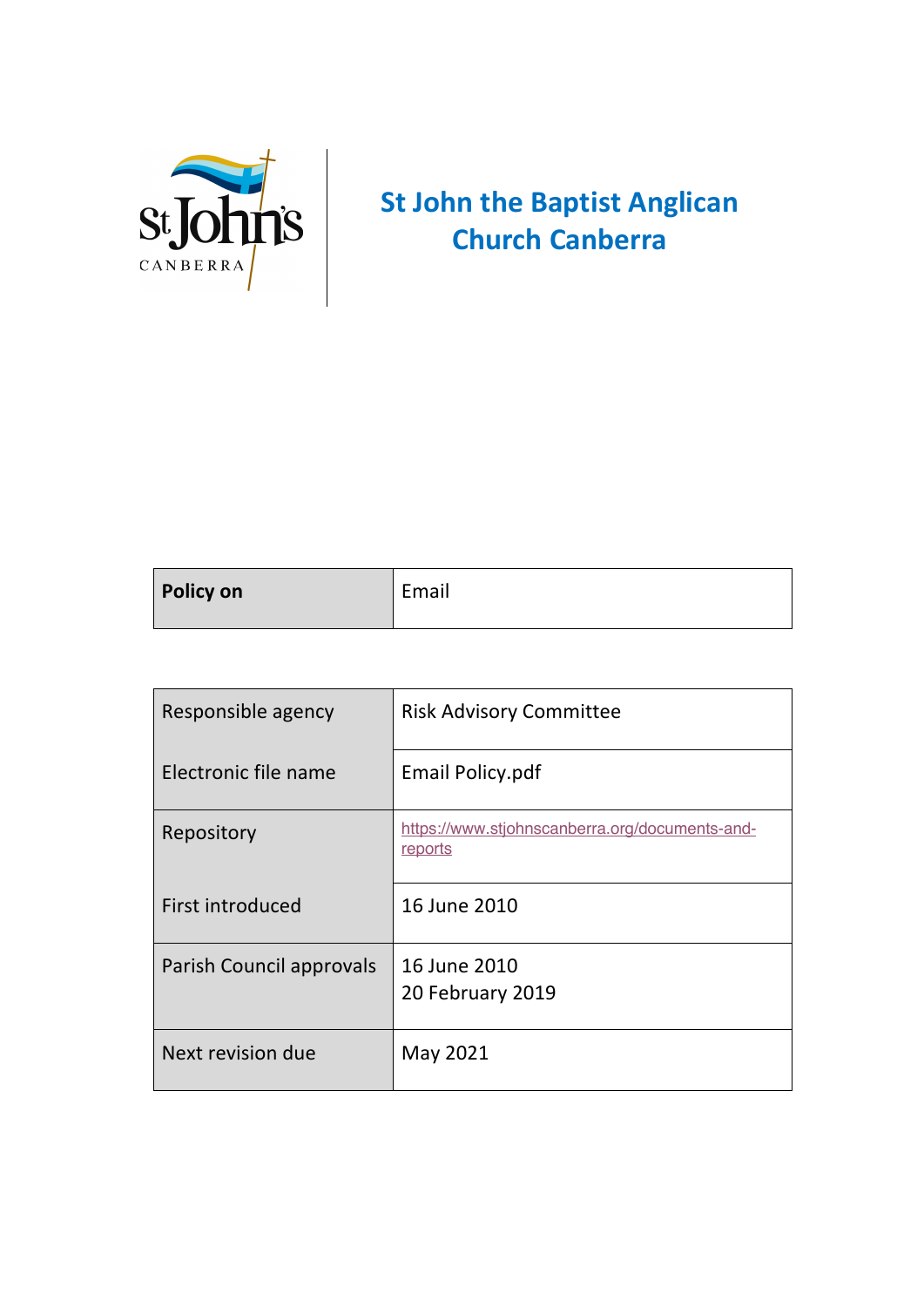# St John the Baptist Anglican Church Canberra

| Policy on | Email |
|---|---|

| Responsible agency | Risk Advisory Committee |
|---|---|
| Electronic file name | Email Policy.pdf |
| Repository | https://www.stjohnscanberra.org/documents-and-reports |
| First introduced | 16 June 2010 |
| Parish Council approvals | 16 June 2010<br>20 February 2019 |
| Next revision due | May 2021 |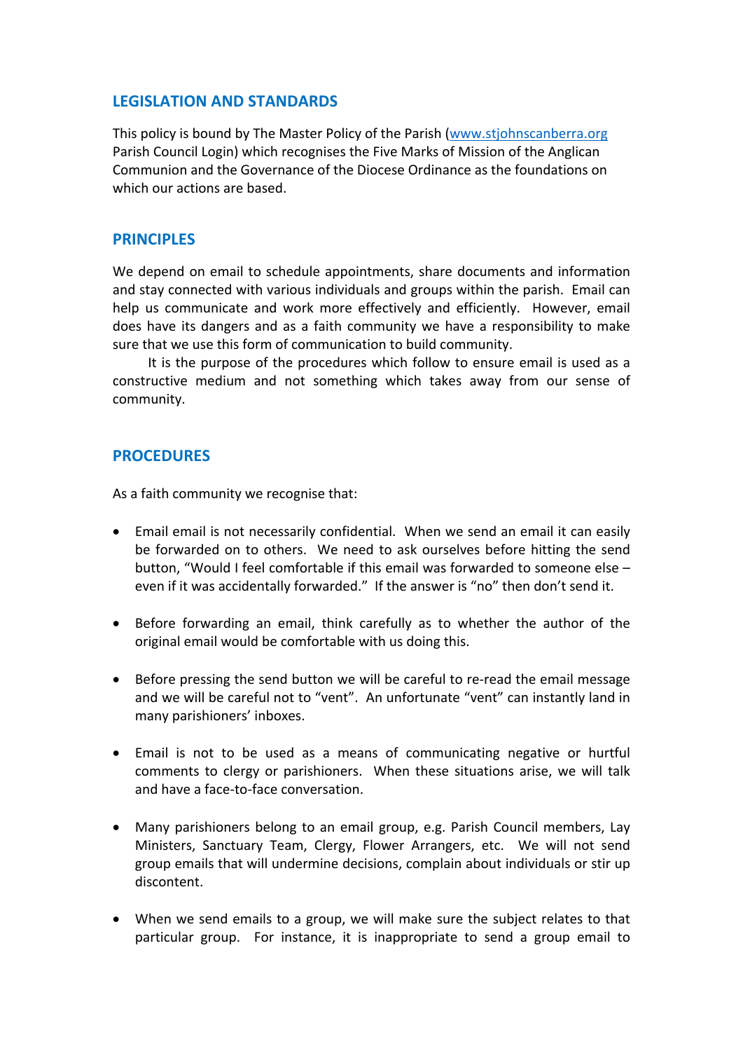## LEGISLATION AND STANDARDS

This policy is bound by The Master Policy of the Parish (www.stjohnscanberra.org Parish Council Login) which recognises the Five Marks of Mission of the Anglican Communion and the Governance of the Diocese Ordinance as the foundations on which our actions are based.

## PRINCIPLES

We depend on email to schedule appointments, share documents and information and stay connected with various individuals and groups within the parish. Email can help us communicate and work more effectively and efficiently. However, email does have its dangers and as a faith community we have a responsibility to make sure that we use this form of communication to build community.

It is the purpose of the procedures which follow to ensure email is used as a constructive medium and not something which takes away from our sense of community.

## PROCEDURES

As a faith community we recognise that:

- Email email is not necessarily confidential. When we send an email it can easily be forwarded on to others. We need to ask ourselves before hitting the send button, "Would I feel comfortable if this email was forwarded to someone else – even if it was accidentally forwarded." If the answer is "no" then don't send it.

- Before forwarding an email, think carefully as to whether the author of the original email would be comfortable with us doing this.

- Before pressing the send button we will be careful to re-read the email message and we will be careful not to "vent". An unfortunate "vent" can instantly land in many parishioners' inboxes.

- Email is not to be used as a means of communicating negative or hurtful comments to clergy or parishioners. When these situations arise, we will talk and have a face-to-face conversation.

- Many parishioners belong to an email group, e.g. Parish Council members, Lay Ministers, Sanctuary Team, Clergy, Flower Arrangers, etc. We will not send group emails that will undermine decisions, complain about individuals or stir up discontent.

- When we send emails to a group, we will make sure the subject relates to that particular group. For instance, it is inappropriate to send a group email to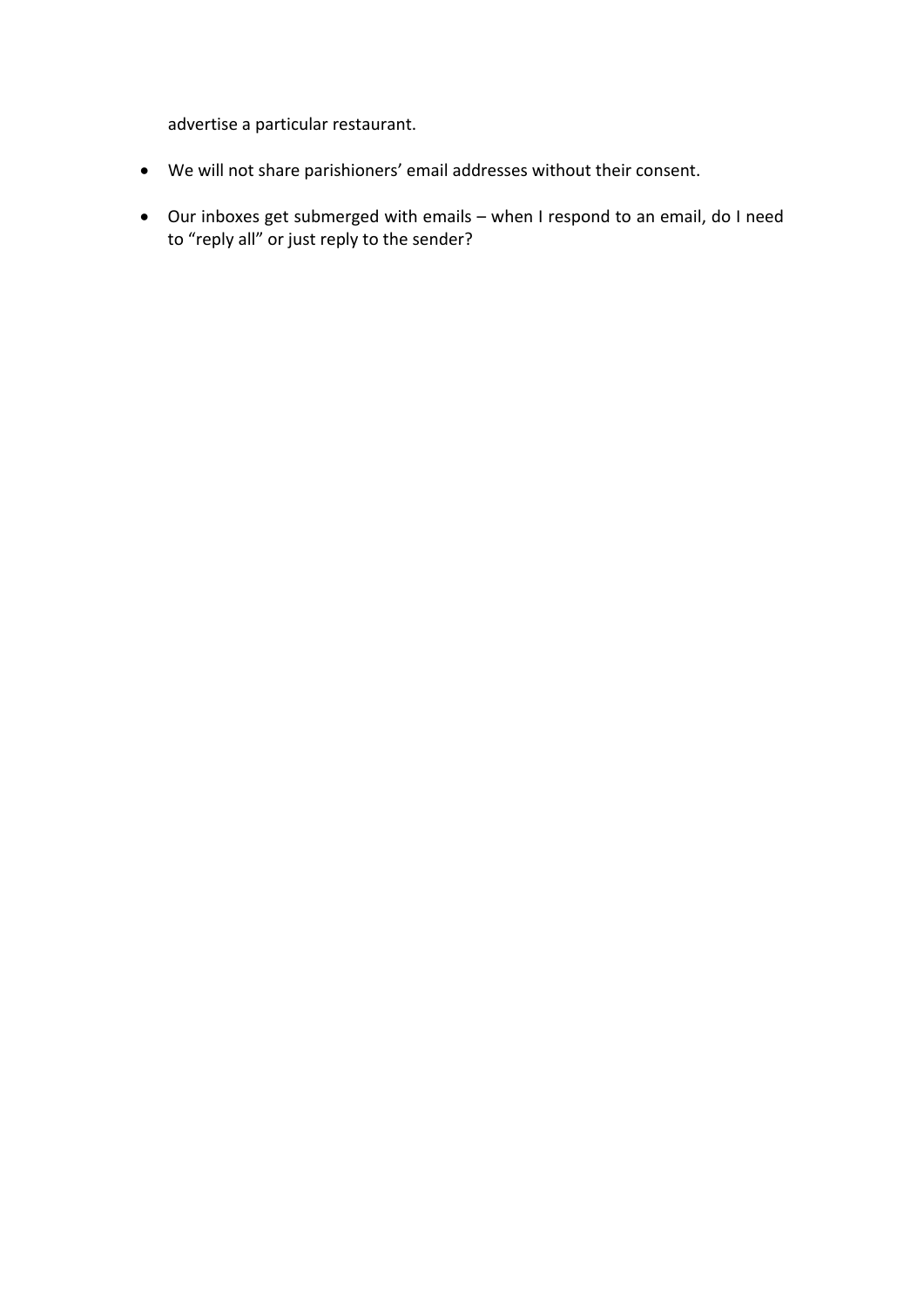advertise a particular restaurant.

- We will not share parishioners' email addresses without their consent.
- Our inboxes get submerged with emails – when I respond to an email, do I need to "reply all" or just reply to the sender?